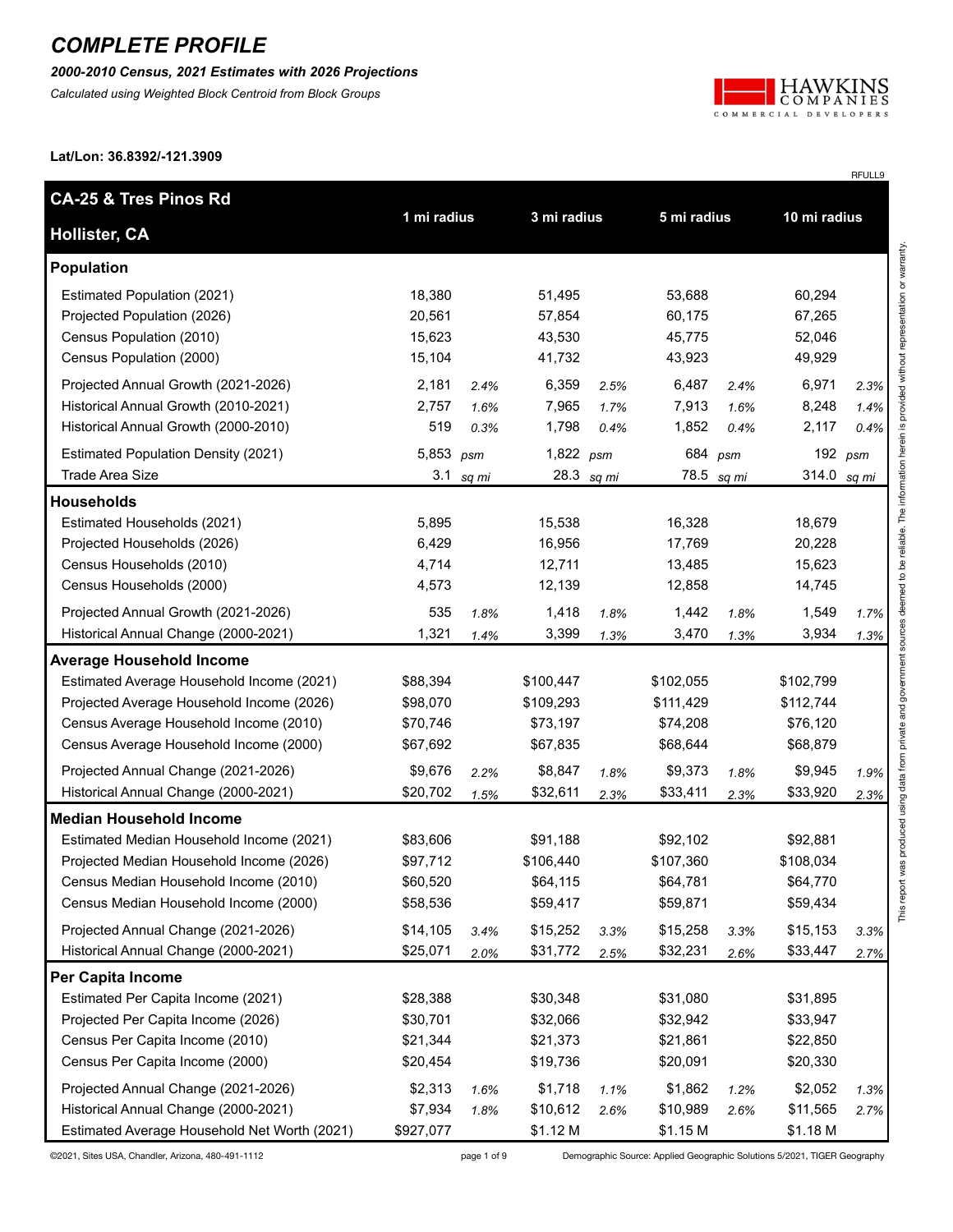# COMPLETE PROFILE

***2000-2010 Census, 2021 Estimates with 2026 Projections***

*Calculated using Weighted Block Centroid from Block Groups*

HAWKINS COMPANIES COMMERCIAL DEVELOPERS

**Lat/Lon: 36.8392/-121.3909**

RFULL9

| CA-25 & Tres Pinos Rd Hollister, CA | 1 mi radius | | 3 mi radius | | 5 mi radius | | 10 mi radius | |
|---|---|---|---|---|---|---|---|---|
| **Population** | | | | | | | | |
| Estimated Population (2021) | 18,380 | | 51,495 | | 53,688 | | 60,294 | |
| Projected Population (2026) | 20,561 | | 57,854 | | 60,175 | | 67,265 | |
| Census Population (2010) | 15,623 | | 43,530 | | 45,775 | | 52,046 | |
| Census Population (2000) | 15,104 | | 41,732 | | 43,923 | | 49,929 | |
| Projected Annual Growth (2021-2026) | 2,181 | *2.4%* | 6,359 | *2.5%* | 6,487 | *2.4%* | 6,971 | *2.3%* |
| Historical Annual Growth (2010-2021) | 2,757 | *1.6%* | 7,965 | *1.7%* | 7,913 | *1.6%* | 8,248 | *1.4%* |
| Historical Annual Growth (2000-2010) | 519 | *0.3%* | 1,798 | *0.4%* | 1,852 | *0.4%* | 2,117 | *0.4%* |
| Estimated Population Density (2021) | 5,853 | *psm* | 1,822 | *psm* | 684 | *psm* | 192 | *psm* |
| Trade Area Size | 3.1 | *sq mi* | 28.3 | *sq mi* | 78.5 | *sq mi* | 314.0 | *sq mi* |
| **Households** | | | | | | | | |
| Estimated Households (2021) | 5,895 | | 15,538 | | 16,328 | | 18,679 | |
| Projected Households (2026) | 6,429 | | 16,956 | | 17,769 | | 20,228 | |
| Census Households (2010) | 4,714 | | 12,711 | | 13,485 | | 15,623 | |
| Census Households (2000) | 4,573 | | 12,139 | | 12,858 | | 14,745 | |
| Projected Annual Growth (2021-2026) | 535 | *1.8%* | 1,418 | *1.8%* | 1,442 | *1.8%* | 1,549 | *1.7%* |
| Historical Annual Change (2000-2021) | 1,321 | *1.4%* | 3,399 | *1.3%* | 3,470 | *1.3%* | 3,934 | *1.3%* |
| **Average Household Income** | | | | | | | | |
| Estimated Average Household Income (2021) | $88,394 | | $100,447 | | $102,055 | | $102,799 | |
| Projected Average Household Income (2026) | $98,070 | | $109,293 | | $111,429 | | $112,744 | |
| Census Average Household Income (2010) | $70,746 | | $73,197 | | $74,208 | | $76,120 | |
| Census Average Household Income (2000) | $67,692 | | $67,835 | | $68,644 | | $68,879 | |
| Projected Annual Change (2021-2026) | $9,676 | *2.2%* | $8,847 | *1.8%* | $9,373 | *1.8%* | $9,945 | *1.9%* |
| Historical Annual Change (2000-2021) | $20,702 | *1.5%* | $32,611 | *2.3%* | $33,411 | *2.3%* | $33,920 | *2.3%* |
| **Median Household Income** | | | | | | | | |
| Estimated Median Household Income (2021) | $83,606 | | $91,188 | | $92,102 | | $92,881 | |
| Projected Median Household Income (2026) | $97,712 | | $106,440 | | $107,360 | | $108,034 | |
| Census Median Household Income (2010) | $60,520 | | $64,115 | | $64,781 | | $64,770 | |
| Census Median Household Income (2000) | $58,536 | | $59,417 | | $59,871 | | $59,434 | |
| Projected Annual Change (2021-2026) | $14,105 | *3.4%* | $15,252 | *3.3%* | $15,258 | *3.3%* | $15,153 | *3.3%* |
| Historical Annual Change (2000-2021) | $25,071 | *2.0%* | $31,772 | *2.5%* | $32,231 | *2.6%* | $33,447 | *2.7%* |
| **Per Capita Income** | | | | | | | | |
| Estimated Per Capita Income (2021) | $28,388 | | $30,348 | | $31,080 | | $31,895 | |
| Projected Per Capita Income (2026) | $30,701 | | $32,066 | | $32,942 | | $33,947 | |
| Census Per Capita Income (2010) | $21,344 | | $21,373 | | $21,861 | | $22,850 | |
| Census Per Capita Income (2000) | $20,454 | | $19,736 | | $20,091 | | $20,330 | |
| Projected Annual Change (2021-2026) | $2,313 | *1.6%* | $1,718 | *1.1%* | $1,862 | *1.2%* | $2,052 | *1.3%* |
| Historical Annual Change (2000-2021) | $7,934 | *1.8%* | $10,612 | *2.6%* | $10,989 | *2.6%* | $11,565 | *2.7%* |
| Estimated Average Household Net Worth (2021) | $927,077 | | $1.12 M | | $1.15 M | | $1.18 M | |

This report was produced using data from private and government sources deemed to be reliable. The information herein is provided without representation or warranty.

©2021, Sites USA, Chandler, Arizona, 480-491-1112

Demographic Source: Applied Geographic Solutions 5/2021, TIGER Geography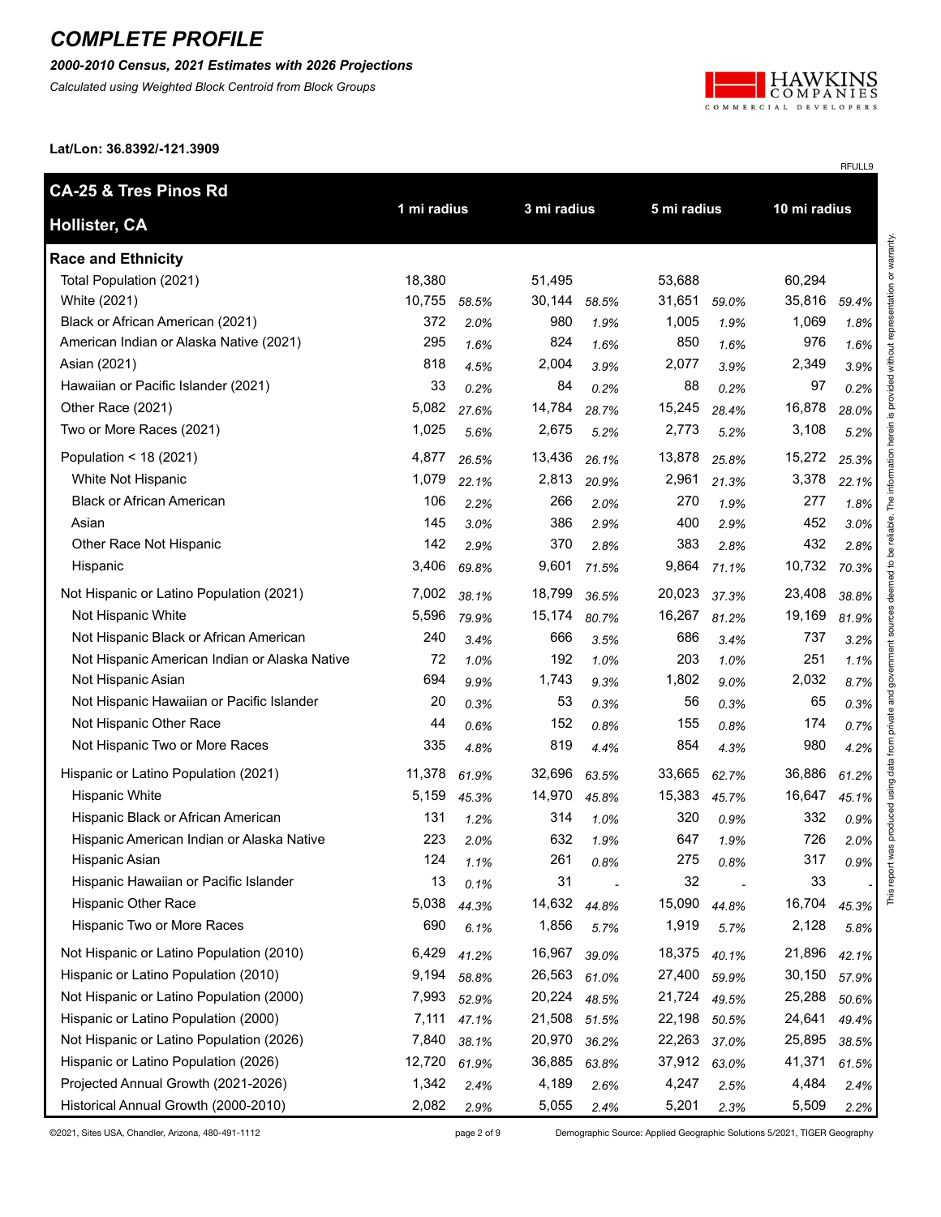# COMPLETE PROFILE

***2000-2010 Census, 2021 Estimates with 2026 Projections***

*Calculated using Weighted Block Centroid from Block Groups*

**Lat/Lon: 36.8392/-121.3909**

RFULL9

| **CA-25 & Tres Pinos Rd Hollister, CA** | **1 mi radius** | | **3 mi radius** | | **5 mi radius** | | **10 mi radius** | |
|---|---|---|---|---|---|---|---|---|
| **Race and Ethnicity** | | | | | | | | |
| Total Population (2021) | 18,380 | | 51,495 | | 53,688 | | 60,294 | |
| White (2021) | 10,755 | *58.5%* | 30,144 | *58.5%* | 31,651 | *59.0%* | 35,816 | *59.4%* |
| Black or African American (2021) | 372 | *2.0%* | 980 | *1.9%* | 1,005 | *1.9%* | 1,069 | *1.8%* |
| American Indian or Alaska Native (2021) | 295 | *1.6%* | 824 | *1.6%* | 850 | *1.6%* | 976 | *1.6%* |
| Asian (2021) | 818 | *4.5%* | 2,004 | *3.9%* | 2,077 | *3.9%* | 2,349 | *3.9%* |
| Hawaiian or Pacific Islander (2021) | 33 | *0.2%* | 84 | *0.2%* | 88 | *0.2%* | 97 | *0.2%* |
| Other Race (2021) | 5,082 | *27.6%* | 14,784 | *28.7%* | 15,245 | *28.4%* | 16,878 | *28.0%* |
| Two or More Races (2021) | 1,025 | *5.6%* | 2,675 | *5.2%* | 2,773 | *5.2%* | 3,108 | *5.2%* |
| Population < 18 (2021) | 4,877 | *26.5%* | 13,436 | *26.1%* | 13,878 | *25.8%* | 15,272 | *25.3%* |
| White Not Hispanic | 1,079 | *22.1%* | 2,813 | *20.9%* | 2,961 | *21.3%* | 3,378 | *22.1%* |
| Black or African American | 106 | *2.2%* | 266 | *2.0%* | 270 | *1.9%* | 277 | *1.8%* |
| Asian | 145 | *3.0%* | 386 | *2.9%* | 400 | *2.9%* | 452 | *3.0%* |
| Other Race Not Hispanic | 142 | *2.9%* | 370 | *2.8%* | 383 | *2.8%* | 432 | *2.8%* |
| Hispanic | 3,406 | *69.8%* | 9,601 | *71.5%* | 9,864 | *71.1%* | 10,732 | *70.3%* |
| Not Hispanic or Latino Population (2021) | 7,002 | *38.1%* | 18,799 | *36.5%* | 20,023 | *37.3%* | 23,408 | *38.8%* |
| Not Hispanic White | 5,596 | *79.9%* | 15,174 | *80.7%* | 16,267 | *81.2%* | 19,169 | *81.9%* |
| Not Hispanic Black or African American | 240 | *3.4%* | 666 | *3.5%* | 686 | *3.4%* | 737 | *3.2%* |
| Not Hispanic American Indian or Alaska Native | 72 | *1.0%* | 192 | *1.0%* | 203 | *1.0%* | 251 | *1.1%* |
| Not Hispanic Asian | 694 | *9.9%* | 1,743 | *9.3%* | 1,802 | *9.0%* | 2,032 | *8.7%* |
| Not Hispanic Hawaiian or Pacific Islander | 20 | *0.3%* | 53 | *0.3%* | 56 | *0.3%* | 65 | *0.3%* |
| Not Hispanic Other Race | 44 | *0.6%* | 152 | *0.8%* | 155 | *0.8%* | 174 | *0.7%* |
| Not Hispanic Two or More Races | 335 | *4.8%* | 819 | *4.4%* | 854 | *4.3%* | 980 | *4.2%* |
| Hispanic or Latino Population (2021) | 11,378 | *61.9%* | 32,696 | *63.5%* | 33,665 | *62.7%* | 36,886 | *61.2%* |
| Hispanic White | 5,159 | *45.3%* | 14,970 | *45.8%* | 15,383 | *45.7%* | 16,647 | *45.1%* |
| Hispanic Black or African American | 131 | *1.2%* | 314 | *1.0%* | 320 | *0.9%* | 332 | *0.9%* |
| Hispanic American Indian or Alaska Native | 223 | *2.0%* | 632 | *1.9%* | 647 | *1.9%* | 726 | *2.0%* |
| Hispanic Asian | 124 | *1.1%* | 261 | *0.8%* | 275 | *0.8%* | 317 | *0.9%* |
| Hispanic Hawaiian or Pacific Islander | 13 | *0.1%* | 31 | - | 32 | - | 33 | - |
| Hispanic Other Race | 5,038 | *44.3%* | 14,632 | *44.8%* | 15,090 | *44.8%* | 16,704 | *45.3%* |
| Hispanic Two or More Races | 690 | *6.1%* | 1,856 | *5.7%* | 1,919 | *5.7%* | 2,128 | *5.8%* |
| Not Hispanic or Latino Population (2010) | 6,429 | *41.2%* | 16,967 | *39.0%* | 18,375 | *40.1%* | 21,896 | *42.1%* |
| Hispanic or Latino Population (2010) | 9,194 | *58.8%* | 26,563 | *61.0%* | 27,400 | *59.9%* | 30,150 | *57.9%* |
| Not Hispanic or Latino Population (2000) | 7,993 | *52.9%* | 20,224 | *48.5%* | 21,724 | *49.5%* | 25,288 | *50.6%* |
| Hispanic or Latino Population (2000) | 7,111 | *47.1%* | 21,508 | *51.5%* | 22,198 | *50.5%* | 24,641 | *49.4%* |
| Not Hispanic or Latino Population (2026) | 7,840 | *38.1%* | 20,970 | *36.2%* | 22,263 | *37.0%* | 25,895 | *38.5%* |
| Hispanic or Latino Population (2026) | 12,720 | *61.9%* | 36,885 | *63.8%* | 37,912 | *63.0%* | 41,371 | *61.5%* |
| Projected Annual Growth (2021-2026) | 1,342 | *2.4%* | 4,189 | *2.6%* | 4,247 | *2.5%* | 4,484 | *2.4%* |
| Historical Annual Growth (2000-2010) | 2,082 | *2.9%* | 5,055 | *2.4%* | 5,201 | *2.3%* | 5,509 | *2.2%* |

This report was produced using data from private and government sources deemed to be reliable. The information herein is provided without representation or warranty.

©2021, Sites USA, Chandler, Arizona, 480-491-1112 — Demographic Source: Applied Geographic Solutions 5/2021, TIGER Geography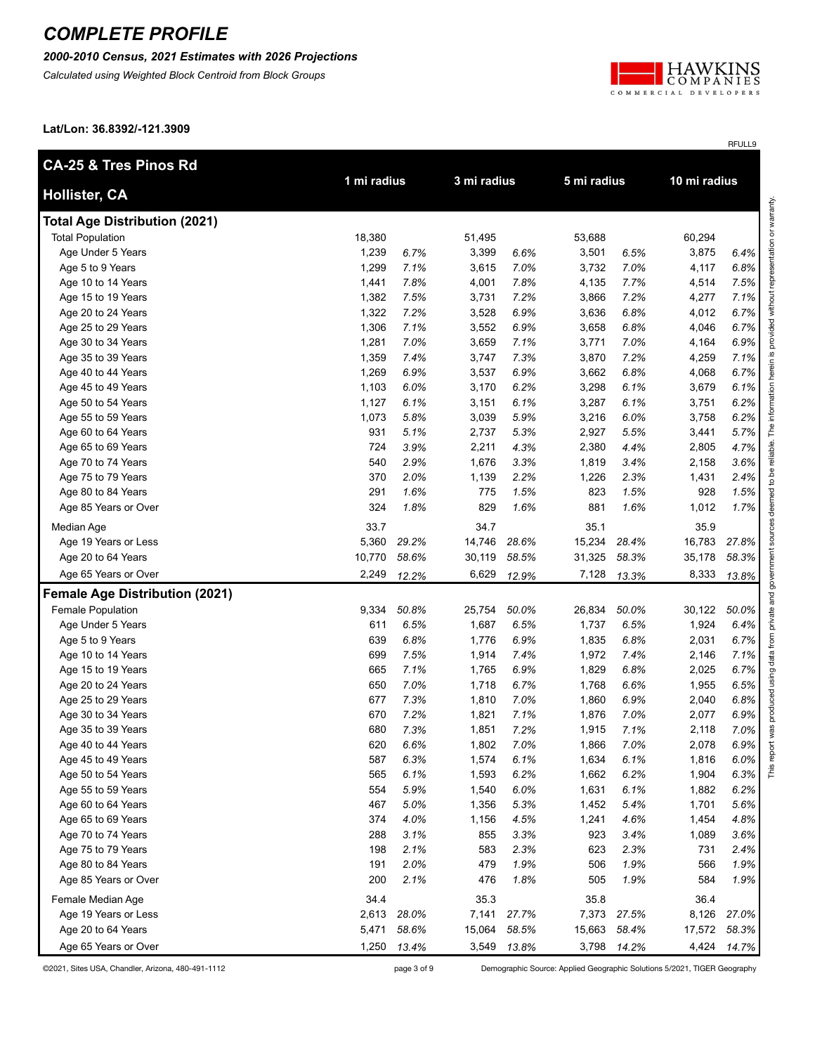# COMPLETE PROFILE

***2000-2010 Census, 2021 Estimates with 2026 Projections***

*Calculated using Weighted Block Centroid from Block Groups*

**Lat/Lon: 36.8392/-121.3909**

RFULL9

| **CA-25 & Tres Pinos Rd Hollister, CA** | **1 mi radius** | | **3 mi radius** | | **5 mi radius** | | **10 mi radius** | |
|---|---|---|---|---|---|---|---|---|
| **Total Age Distribution (2021)** | | | | | | | | |
| Total Population | 18,380 | | 51,495 | | 53,688 | | 60,294 | |
| Age Under 5 Years | 1,239 | *6.7%* | 3,399 | *6.6%* | 3,501 | *6.5%* | 3,875 | *6.4%* |
| Age 5 to 9 Years | 1,299 | *7.1%* | 3,615 | *7.0%* | 3,732 | *7.0%* | 4,117 | *6.8%* |
| Age 10 to 14 Years | 1,441 | *7.8%* | 4,001 | *7.8%* | 4,135 | *7.7%* | 4,514 | *7.5%* |
| Age 15 to 19 Years | 1,382 | *7.5%* | 3,731 | *7.2%* | 3,866 | *7.2%* | 4,277 | *7.1%* |
| Age 20 to 24 Years | 1,322 | *7.2%* | 3,528 | *6.9%* | 3,636 | *6.8%* | 4,012 | *6.7%* |
| Age 25 to 29 Years | 1,306 | *7.1%* | 3,552 | *6.9%* | 3,658 | *6.8%* | 4,046 | *6.7%* |
| Age 30 to 34 Years | 1,281 | *7.0%* | 3,659 | *7.1%* | 3,771 | *7.0%* | 4,164 | *6.9%* |
| Age 35 to 39 Years | 1,359 | *7.4%* | 3,747 | *7.3%* | 3,870 | *7.2%* | 4,259 | *7.1%* |
| Age 40 to 44 Years | 1,269 | *6.9%* | 3,537 | *6.9%* | 3,662 | *6.8%* | 4,068 | *6.7%* |
| Age 45 to 49 Years | 1,103 | *6.0%* | 3,170 | *6.2%* | 3,298 | *6.1%* | 3,679 | *6.1%* |
| Age 50 to 54 Years | 1,127 | *6.1%* | 3,151 | *6.1%* | 3,287 | *6.1%* | 3,751 | *6.2%* |
| Age 55 to 59 Years | 1,073 | *5.8%* | 3,039 | *5.9%* | 3,216 | *6.0%* | 3,758 | *6.2%* |
| Age 60 to 64 Years | 931 | *5.1%* | 2,737 | *5.3%* | 2,927 | *5.5%* | 3,441 | *5.7%* |
| Age 65 to 69 Years | 724 | *3.9%* | 2,211 | *4.3%* | 2,380 | *4.4%* | 2,805 | *4.7%* |
| Age 70 to 74 Years | 540 | *2.9%* | 1,676 | *3.3%* | 1,819 | *3.4%* | 2,158 | *3.6%* |
| Age 75 to 79 Years | 370 | *2.0%* | 1,139 | *2.2%* | 1,226 | *2.3%* | 1,431 | *2.4%* |
| Age 80 to 84 Years | 291 | *1.6%* | 775 | *1.5%* | 823 | *1.5%* | 928 | *1.5%* |
| Age 85 Years or Over | 324 | *1.8%* | 829 | *1.6%* | 881 | *1.6%* | 1,012 | *1.7%* |
| Median Age | 33.7 | | 34.7 | | 35.1 | | 35.9 | |
| Age 19 Years or Less | 5,360 | *29.2%* | 14,746 | *28.6%* | 15,234 | *28.4%* | 16,783 | *27.8%* |
| Age 20 to 64 Years | 10,770 | *58.6%* | 30,119 | *58.5%* | 31,325 | *58.3%* | 35,178 | *58.3%* |
| Age 65 Years or Over | 2,249 | *12.2%* | 6,629 | *12.9%* | 7,128 | *13.3%* | 8,333 | *13.8%* |
| **Female Age Distribution (2021)** | | | | | | | | |
| Female Population | 9,334 | *50.8%* | 25,754 | *50.0%* | 26,834 | *50.0%* | 30,122 | *50.0%* |
| Age Under 5 Years | 611 | *6.5%* | 1,687 | *6.5%* | 1,737 | *6.5%* | 1,924 | *6.4%* |
| Age 5 to 9 Years | 639 | *6.8%* | 1,776 | *6.9%* | 1,835 | *6.8%* | 2,031 | *6.7%* |
| Age 10 to 14 Years | 699 | *7.5%* | 1,914 | *7.4%* | 1,972 | *7.4%* | 2,146 | *7.1%* |
| Age 15 to 19 Years | 665 | *7.1%* | 1,765 | *6.9%* | 1,829 | *6.8%* | 2,025 | *6.7%* |
| Age 20 to 24 Years | 650 | *7.0%* | 1,718 | *6.7%* | 1,768 | *6.6%* | 1,955 | *6.5%* |
| Age 25 to 29 Years | 677 | *7.3%* | 1,810 | *7.0%* | 1,860 | *6.9%* | 2,040 | *6.8%* |
| Age 30 to 34 Years | 670 | *7.2%* | 1,821 | *7.1%* | 1,876 | *7.0%* | 2,077 | *6.9%* |
| Age 35 to 39 Years | 680 | *7.3%* | 1,851 | *7.2%* | 1,915 | *7.1%* | 2,118 | *7.0%* |
| Age 40 to 44 Years | 620 | *6.6%* | 1,802 | *7.0%* | 1,866 | *7.0%* | 2,078 | *6.9%* |
| Age 45 to 49 Years | 587 | *6.3%* | 1,574 | *6.1%* | 1,634 | *6.1%* | 1,816 | *6.0%* |
| Age 50 to 54 Years | 565 | *6.1%* | 1,593 | *6.2%* | 1,662 | *6.2%* | 1,904 | *6.3%* |
| Age 55 to 59 Years | 554 | *5.9%* | 1,540 | *6.0%* | 1,631 | *6.1%* | 1,882 | *6.2%* |
| Age 60 to 64 Years | 467 | *5.0%* | 1,356 | *5.3%* | 1,452 | *5.4%* | 1,701 | *5.6%* |
| Age 65 to 69 Years | 374 | *4.0%* | 1,156 | *4.5%* | 1,241 | *4.6%* | 1,454 | *4.8%* |
| Age 70 to 74 Years | 288 | *3.1%* | 855 | *3.3%* | 923 | *3.4%* | 1,089 | *3.6%* |
| Age 75 to 79 Years | 198 | *2.1%* | 583 | *2.3%* | 623 | *2.3%* | 731 | *2.4%* |
| Age 80 to 84 Years | 191 | *2.0%* | 479 | *1.9%* | 506 | *1.9%* | 566 | *1.9%* |
| Age 85 Years or Over | 200 | *2.1%* | 476 | *1.8%* | 505 | *1.9%* | 584 | *1.9%* |
| Female Median Age | 34.4 | | 35.3 | | 35.8 | | 36.4 | |
| Age 19 Years or Less | 2,613 | *28.0%* | 7,141 | *27.7%* | 7,373 | *27.5%* | 8,126 | *27.0%* |
| Age 20 to 64 Years | 5,471 | *58.6%* | 15,064 | *58.5%* | 15,663 | *58.4%* | 17,572 | *58.3%* |
| Age 65 Years or Over | 1,250 | *13.4%* | 3,549 | *13.8%* | 3,798 | *14.2%* | 4,424 | *14.7%* |

This report was produced using data from private and government sources deemed to be reliable. The information herein is provided without representation or warranty.

©2021, Sites USA, Chandler, Arizona, 480-491-1112

Demographic Source: Applied Geographic Solutions 5/2021, TIGER Geography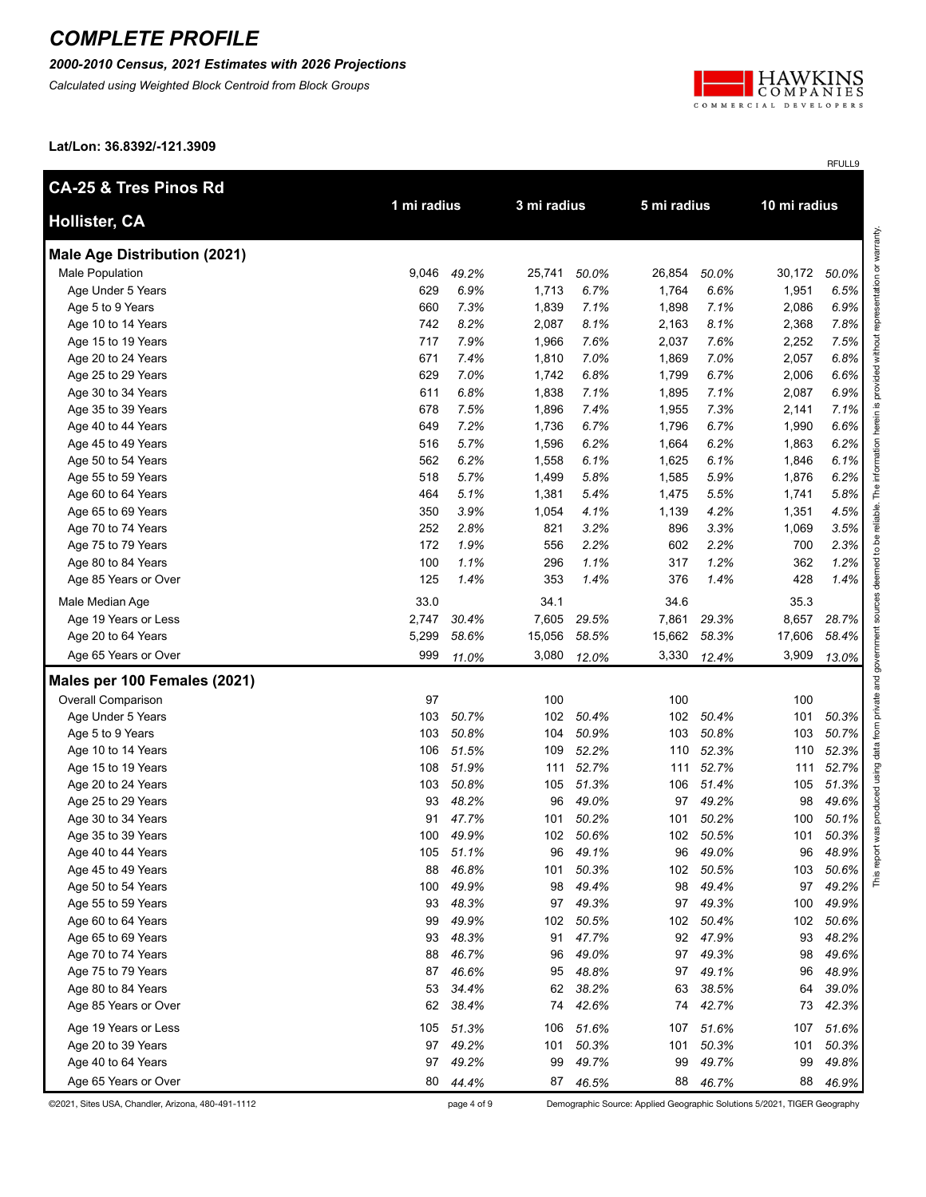# COMPLETE PROFILE

***2000-2010 Census, 2021 Estimates with 2026 Projections***

*Calculated using Weighted Block Centroid from Block Groups*

**Lat/Lon: 36.8392/-121.3909**

RFULL9

| **CA-25 & Tres Pinos Rd<br>Hollister, CA** | 1 mi radius | | 3 mi radius | | 5 mi radius | | 10 mi radius | |
|---|---|---|---|---|---|---|---|---|
| **Male Age Distribution (2021)** | | | | | | | | |
| Male Population | 9,046 | *49.2%* | 25,741 | *50.0%* | 26,854 | *50.0%* | 30,172 | *50.0%* |
| Age Under 5 Years | 629 | *6.9%* | 1,713 | *6.7%* | 1,764 | *6.6%* | 1,951 | *6.5%* |
| Age 5 to 9 Years | 660 | *7.3%* | 1,839 | *7.1%* | 1,898 | *7.1%* | 2,086 | *6.9%* |
| Age 10 to 14 Years | 742 | *8.2%* | 2,087 | *8.1%* | 2,163 | *8.1%* | 2,368 | *7.8%* |
| Age 15 to 19 Years | 717 | *7.9%* | 1,966 | *7.6%* | 2,037 | *7.6%* | 2,252 | *7.5%* |
| Age 20 to 24 Years | 671 | *7.4%* | 1,810 | *7.0%* | 1,869 | *7.0%* | 2,057 | *6.8%* |
| Age 25 to 29 Years | 629 | *7.0%* | 1,742 | *6.8%* | 1,799 | *6.7%* | 2,006 | *6.6%* |
| Age 30 to 34 Years | 611 | *6.8%* | 1,838 | *7.1%* | 1,895 | *7.1%* | 2,087 | *6.9%* |
| Age 35 to 39 Years | 678 | *7.5%* | 1,896 | *7.4%* | 1,955 | *7.3%* | 2,141 | *7.1%* |
| Age 40 to 44 Years | 649 | *7.2%* | 1,736 | *6.7%* | 1,796 | *6.7%* | 1,990 | *6.6%* |
| Age 45 to 49 Years | 516 | *5.7%* | 1,596 | *6.2%* | 1,664 | *6.2%* | 1,863 | *6.2%* |
| Age 50 to 54 Years | 562 | *6.2%* | 1,558 | *6.1%* | 1,625 | *6.1%* | 1,846 | *6.1%* |
| Age 55 to 59 Years | 518 | *5.7%* | 1,499 | *5.8%* | 1,585 | *5.9%* | 1,876 | *6.2%* |
| Age 60 to 64 Years | 464 | *5.1%* | 1,381 | *5.4%* | 1,475 | *5.5%* | 1,741 | *5.8%* |
| Age 65 to 69 Years | 350 | *3.9%* | 1,054 | *4.1%* | 1,139 | *4.2%* | 1,351 | *4.5%* |
| Age 70 to 74 Years | 252 | *2.8%* | 821 | *3.2%* | 896 | *3.3%* | 1,069 | *3.5%* |
| Age 75 to 79 Years | 172 | *1.9%* | 556 | *2.2%* | 602 | *2.2%* | 700 | *2.3%* |
| Age 80 to 84 Years | 100 | *1.1%* | 296 | *1.1%* | 317 | *1.2%* | 362 | *1.2%* |
| Age 85 Years or Over | 125 | *1.4%* | 353 | *1.4%* | 376 | *1.4%* | 428 | *1.4%* |
| Male Median Age | 33.0 | | 34.1 | | 34.6 | | 35.3 | |
| Age 19 Years or Less | 2,747 | *30.4%* | 7,605 | *29.5%* | 7,861 | *29.3%* | 8,657 | *28.7%* |
| Age 20 to 64 Years | 5,299 | *58.6%* | 15,056 | *58.5%* | 15,662 | *58.3%* | 17,606 | *58.4%* |
| Age 65 Years or Over | 999 | *11.0%* | 3,080 | *12.0%* | 3,330 | *12.4%* | 3,909 | *13.0%* |
| **Males per 100 Females (2021)** | | | | | | | | |
| Overall Comparison | 97 | | 100 | | 100 | | 100 | |
| Age Under 5 Years | 103 | *50.7%* | 102 | *50.4%* | 102 | *50.4%* | 101 | *50.3%* |
| Age 5 to 9 Years | 103 | *50.8%* | 104 | *50.9%* | 103 | *50.8%* | 103 | *50.7%* |
| Age 10 to 14 Years | 106 | *51.5%* | 109 | *52.2%* | 110 | *52.3%* | 110 | *52.3%* |
| Age 15 to 19 Years | 108 | *51.9%* | 111 | *52.7%* | 111 | *52.7%* | 111 | *52.7%* |
| Age 20 to 24 Years | 103 | *50.8%* | 105 | *51.3%* | 106 | *51.4%* | 105 | *51.3%* |
| Age 25 to 29 Years | 93 | *48.2%* | 96 | *49.0%* | 97 | *49.2%* | 98 | *49.6%* |
| Age 30 to 34 Years | 91 | *47.7%* | 101 | *50.2%* | 101 | *50.2%* | 100 | *50.1%* |
| Age 35 to 39 Years | 100 | *49.9%* | 102 | *50.6%* | 102 | *50.5%* | 101 | *50.3%* |
| Age 40 to 44 Years | 105 | *51.1%* | 96 | *49.1%* | 96 | *49.0%* | 96 | *48.9%* |
| Age 45 to 49 Years | 88 | *46.8%* | 101 | *50.3%* | 102 | *50.5%* | 103 | *50.6%* |
| Age 50 to 54 Years | 100 | *49.9%* | 98 | *49.4%* | 98 | *49.4%* | 97 | *49.2%* |
| Age 55 to 59 Years | 93 | *48.3%* | 97 | *49.3%* | 97 | *49.3%* | 100 | *49.9%* |
| Age 60 to 64 Years | 99 | *49.9%* | 102 | *50.5%* | 102 | *50.4%* | 102 | *50.6%* |
| Age 65 to 69 Years | 93 | *48.3%* | 91 | *47.7%* | 92 | *47.9%* | 93 | *48.2%* |
| Age 70 to 74 Years | 88 | *46.7%* | 96 | *49.0%* | 97 | *49.3%* | 98 | *49.6%* |
| Age 75 to 79 Years | 87 | *46.6%* | 95 | *48.8%* | 97 | *49.1%* | 96 | *48.9%* |
| Age 80 to 84 Years | 53 | *34.4%* | 62 | *38.2%* | 63 | *38.5%* | 64 | *39.0%* |
| Age 85 Years or Over | 62 | *38.4%* | 74 | *42.6%* | 74 | *42.7%* | 73 | *42.3%* |
| Age 19 Years or Less | 105 | *51.3%* | 106 | *51.6%* | 107 | *51.6%* | 107 | *51.6%* |
| Age 20 to 39 Years | 97 | *49.2%* | 101 | *50.3%* | 101 | *50.3%* | 101 | *50.3%* |
| Age 40 to 64 Years | 97 | *49.2%* | 99 | *49.7%* | 99 | *49.7%* | 99 | *49.8%* |
| Age 65 Years or Over | 80 | *44.4%* | 87 | *46.5%* | 88 | *46.7%* | 88 | *46.9%* |

This report was produced using data from private and government sources deemed to be reliable. The information herein is provided without representation or warranty.

©2021, Sites USA, Chandler, Arizona, 480-491-1112

Demographic Source: Applied Geographic Solutions 5/2021, TIGER Geography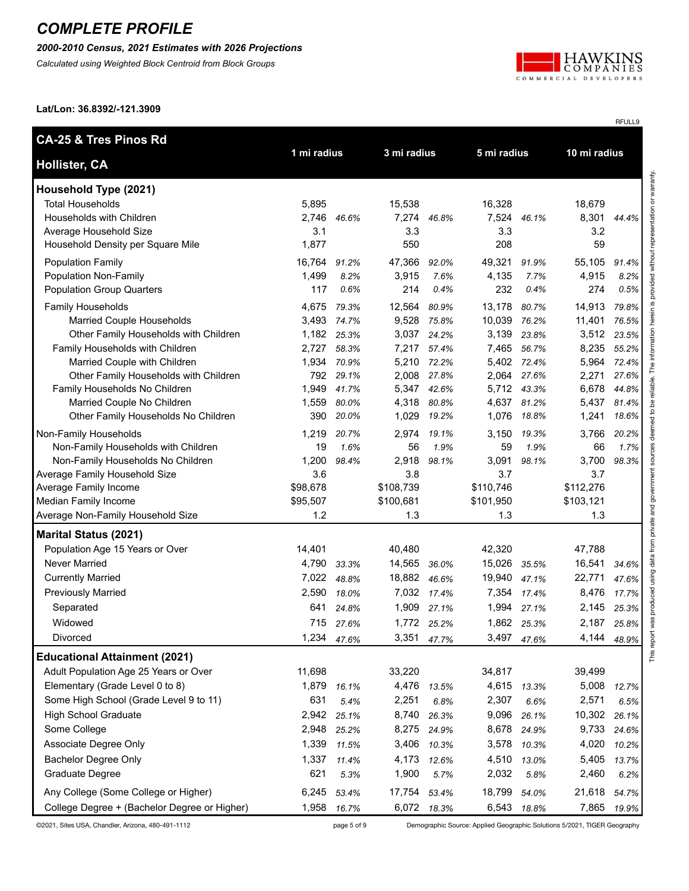# COMPLETE PROFILE

***2000-2010 Census, 2021 Estimates with 2026 Projections***

*Calculated using Weighted Block Centroid from Block Groups*

**Lat/Lon: 36.8392/-121.3909**

RFULL9

| **CA-25 & Tres Pinos Rd<br>Hollister, CA** | **1 mi radius** | | **3 mi radius** | | **5 mi radius** | | **10 mi radius** | |
|---|---|---|---|---|---|---|---|---|
| **Household Type (2021)** | | | | | | | | |
| Total Households | 5,895 | | 15,538 | | 16,328 | | 18,679 | |
| Households with Children | 2,746 | *46.6%* | 7,274 | *46.8%* | 7,524 | *46.1%* | 8,301 | *44.4%* |
| Average Household Size | 3.1 | | 3.3 | | 3.3 | | 3.2 | |
| Household Density per Square Mile | 1,877 | | 550 | | 208 | | 59 | |
| Population Family | 16,764 | *91.2%* | 47,366 | *92.0%* | 49,321 | *91.9%* | 55,105 | *91.4%* |
| Population Non-Family | 1,499 | *8.2%* | 3,915 | *7.6%* | 4,135 | *7.7%* | 4,915 | *8.2%* |
| Population Group Quarters | 117 | *0.6%* | 214 | *0.4%* | 232 | *0.4%* | 274 | *0.5%* |
| Family Households | 4,675 | *79.3%* | 12,564 | *80.9%* | 13,178 | *80.7%* | 14,913 | *79.8%* |
| Married Couple Households | 3,493 | *74.7%* | 9,528 | *75.8%* | 10,039 | *76.2%* | 11,401 | *76.5%* |
| Other Family Households with Children | 1,182 | *25.3%* | 3,037 | *24.2%* | 3,139 | *23.8%* | 3,512 | *23.5%* |
| Family Households with Children | 2,727 | *58.3%* | 7,217 | *57.4%* | 7,465 | *56.7%* | 8,235 | *55.2%* |
| Married Couple with Children | 1,934 | *70.9%* | 5,210 | *72.2%* | 5,402 | *72.4%* | 5,964 | *72.4%* |
| Other Family Households with Children | 792 | *29.1%* | 2,008 | *27.8%* | 2,064 | *27.6%* | 2,271 | *27.6%* |
| Family Households No Children | 1,949 | *41.7%* | 5,347 | *42.6%* | 5,712 | *43.3%* | 6,678 | *44.8%* |
| Married Couple No Children | 1,559 | *80.0%* | 4,318 | *80.8%* | 4,637 | *81.2%* | 5,437 | *81.4%* |
| Other Family Households No Children | 390 | *20.0%* | 1,029 | *19.2%* | 1,076 | *18.8%* | 1,241 | *18.6%* |
| Non-Family Households | 1,219 | *20.7%* | 2,974 | *19.1%* | 3,150 | *19.3%* | 3,766 | *20.2%* |
| Non-Family Households with Children | 19 | *1.6%* | 56 | *1.9%* | 59 | *1.9%* | 66 | *1.7%* |
| Non-Family Households No Children | 1,200 | *98.4%* | 2,918 | *98.1%* | 3,091 | *98.1%* | 3,700 | *98.3%* |
| Average Family Household Size | 3.6 | | 3.8 | | 3.7 | | 3.7 | |
| Average Family Income | $98,678 | | $108,739 | | $110,746 | | $112,276 | |
| Median Family Income | $95,507 | | $100,681 | | $101,950 | | $103,121 | |
| Average Non-Family Household Size | 1.2 | | 1.3 | | 1.3 | | 1.3 | |
| **Marital Status (2021)** | | | | | | | | |
| Population Age 15 Years or Over | 14,401 | | 40,480 | | 42,320 | | 47,788 | |
| Never Married | 4,790 | *33.3%* | 14,565 | *36.0%* | 15,026 | *35.5%* | 16,541 | *34.6%* |
| Currently Married | 7,022 | *48.8%* | 18,882 | *46.6%* | 19,940 | *47.1%* | 22,771 | *47.6%* |
| Previously Married | 2,590 | *18.0%* | 7,032 | *17.4%* | 7,354 | *17.4%* | 8,476 | *17.7%* |
| Separated | 641 | *24.8%* | 1,909 | *27.1%* | 1,994 | *27.1%* | 2,145 | *25.3%* |
| Widowed | 715 | *27.6%* | 1,772 | *25.2%* | 1,862 | *25.3%* | 2,187 | *25.8%* |
| Divorced | 1,234 | *47.6%* | 3,351 | *47.7%* | 3,497 | *47.6%* | 4,144 | *48.9%* |
| **Educational Attainment (2021)** | | | | | | | | |
| Adult Population Age 25 Years or Over | 11,698 | | 33,220 | | 34,817 | | 39,499 | |
| Elementary (Grade Level 0 to 8) | 1,879 | *16.1%* | 4,476 | *13.5%* | 4,615 | *13.3%* | 5,008 | *12.7%* |
| Some High School (Grade Level 9 to 11) | 631 | *5.4%* | 2,251 | *6.8%* | 2,307 | *6.6%* | 2,571 | *6.5%* |
| High School Graduate | 2,942 | *25.1%* | 8,740 | *26.3%* | 9,096 | *26.1%* | 10,302 | *26.1%* |
| Some College | 2,948 | *25.2%* | 8,275 | *24.9%* | 8,678 | *24.9%* | 9,733 | *24.6%* |
| Associate Degree Only | 1,339 | *11.5%* | 3,406 | *10.3%* | 3,578 | *10.3%* | 4,020 | *10.2%* |
| Bachelor Degree Only | 1,337 | *11.4%* | 4,173 | *12.6%* | 4,510 | *13.0%* | 5,405 | *13.7%* |
| Graduate Degree | 621 | *5.3%* | 1,900 | *5.7%* | 2,032 | *5.8%* | 2,460 | *6.2%* |
| Any College (Some College or Higher) | 6,245 | *53.4%* | 17,754 | *53.4%* | 18,799 | *54.0%* | 21,618 | *54.7%* |
| College Degree + (Bachelor Degree or Higher) | 1,958 | *16.7%* | 6,072 | *18.3%* | 6,543 | *18.8%* | 7,865 | *19.9%* |

This report was produced using data from private and government sources deemed to be reliable. The information herein is provided without representation or warranty.

©2021, Sites USA, Chandler, Arizona, 480-491-1112

Demographic Source: Applied Geographic Solutions 5/2021, TIGER Geography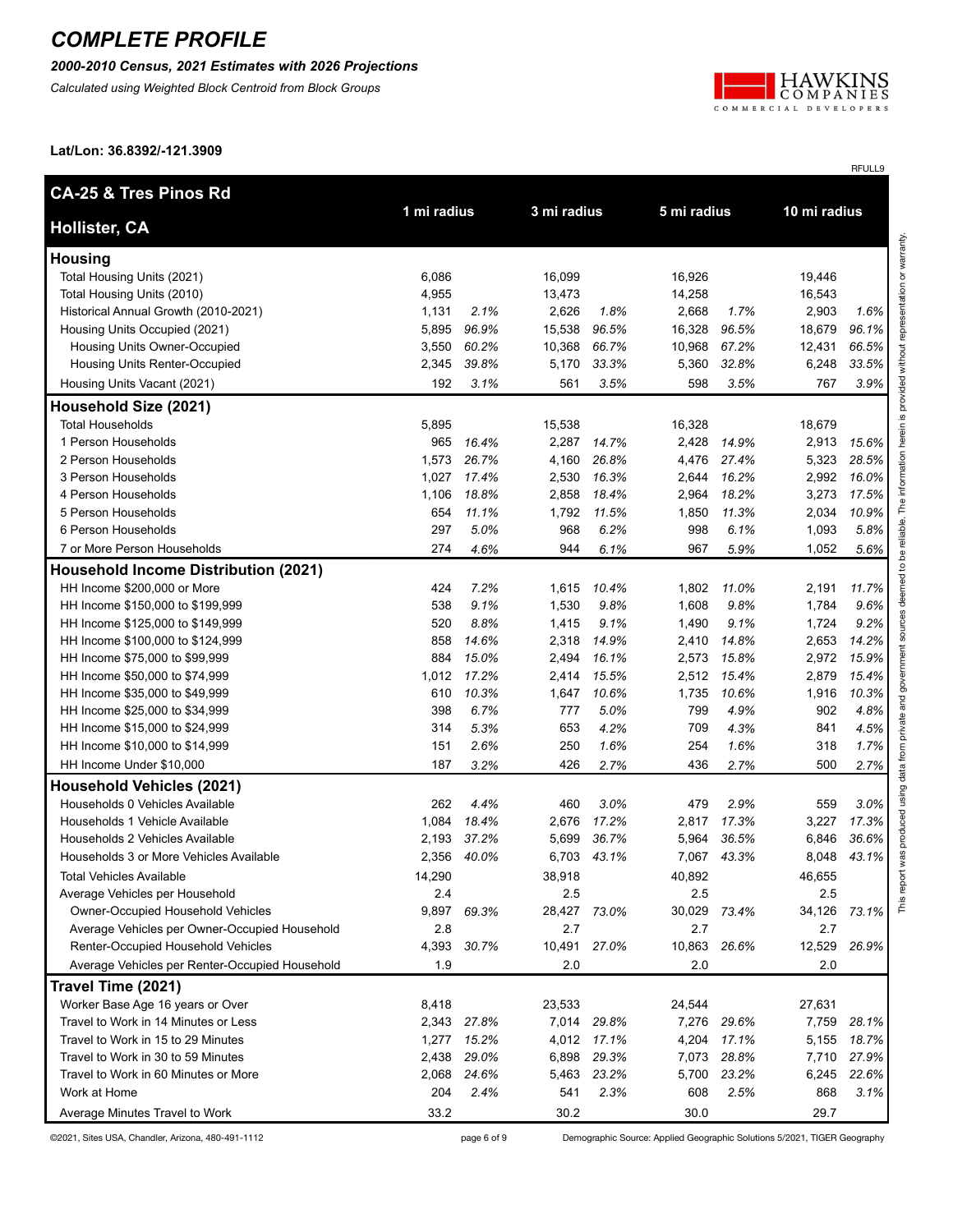# COMPLETE PROFILE

***2000-2010 Census, 2021 Estimates with 2026 Projections***

*Calculated using Weighted Block Centroid from Block Groups*

HAWKINS COMPANIES COMMERCIAL DEVELOPERS

**Lat/Lon: 36.8392/-121.3909**

RFULL9

| CA-25 & Tres Pinos Rd Hollister, CA | 1 mi radius | | 3 mi radius | | 5 mi radius | | 10 mi radius | |
|---|---|---|---|---|---|---|---|---|
| **Housing** | | | | | | | | |
| Total Housing Units (2021) | 6,086 | | 16,099 | | 16,926 | | 19,446 | |
| Total Housing Units (2010) | 4,955 | | 13,473 | | 14,258 | | 16,543 | |
| Historical Annual Growth (2010-2021) | 1,131 | *2.1%* | 2,626 | *1.8%* | 2,668 | *1.7%* | 2,903 | *1.6%* |
| Housing Units Occupied (2021) | 5,895 | *96.9%* | 15,538 | *96.5%* | 16,328 | *96.5%* | 18,679 | *96.1%* |
| Housing Units Owner-Occupied | 3,550 | *60.2%* | 10,368 | *66.7%* | 10,968 | *67.2%* | 12,431 | *66.5%* |
| Housing Units Renter-Occupied | 2,345 | *39.8%* | 5,170 | *33.3%* | 5,360 | *32.8%* | 6,248 | *33.5%* |
| Housing Units Vacant (2021) | 192 | *3.1%* | 561 | *3.5%* | 598 | *3.5%* | 767 | *3.9%* |
| **Household Size (2021)** | | | | | | | | |
| Total Households | 5,895 | | 15,538 | | 16,328 | | 18,679 | |
| 1 Person Households | 965 | *16.4%* | 2,287 | *14.7%* | 2,428 | *14.9%* | 2,913 | *15.6%* |
| 2 Person Households | 1,573 | *26.7%* | 4,160 | *26.8%* | 4,476 | *27.4%* | 5,323 | *28.5%* |
| 3 Person Households | 1,027 | *17.4%* | 2,530 | *16.3%* | 2,644 | *16.2%* | 2,992 | *16.0%* |
| 4 Person Households | 1,106 | *18.8%* | 2,858 | *18.4%* | 2,964 | *18.2%* | 3,273 | *17.5%* |
| 5 Person Households | 654 | *11.1%* | 1,792 | *11.5%* | 1,850 | *11.3%* | 2,034 | *10.9%* |
| 6 Person Households | 297 | *5.0%* | 968 | *6.2%* | 998 | *6.1%* | 1,093 | *5.8%* |
| 7 or More Person Households | 274 | *4.6%* | 944 | *6.1%* | 967 | *5.9%* | 1,052 | *5.6%* |
| **Household Income Distribution (2021)** | | | | | | | | |
| HH Income $200,000 or More | 424 | *7.2%* | 1,615 | *10.4%* | 1,802 | *11.0%* | 2,191 | *11.7%* |
| HH Income $150,000 to $199,999 | 538 | *9.1%* | 1,530 | *9.8%* | 1,608 | *9.8%* | 1,784 | *9.6%* |
| HH Income $125,000 to $149,999 | 520 | *8.8%* | 1,415 | *9.1%* | 1,490 | *9.1%* | 1,724 | *9.2%* |
| HH Income $100,000 to $124,999 | 858 | *14.6%* | 2,318 | *14.9%* | 2,410 | *14.8%* | 2,653 | *14.2%* |
| HH Income $75,000 to $99,999 | 884 | *15.0%* | 2,494 | *16.1%* | 2,573 | *15.8%* | 2,972 | *15.9%* |
| HH Income $50,000 to $74,999 | 1,012 | *17.2%* | 2,414 | *15.5%* | 2,512 | *15.4%* | 2,879 | *15.4%* |
| HH Income $35,000 to $49,999 | 610 | *10.3%* | 1,647 | *10.6%* | 1,735 | *10.6%* | 1,916 | *10.3%* |
| HH Income $25,000 to $34,999 | 398 | *6.7%* | 777 | *5.0%* | 799 | *4.9%* | 902 | *4.8%* |
| HH Income $15,000 to $24,999 | 314 | *5.3%* | 653 | *4.2%* | 709 | *4.3%* | 841 | *4.5%* |
| HH Income $10,000 to $14,999 | 151 | *2.6%* | 250 | *1.6%* | 254 | *1.6%* | 318 | *1.7%* |
| HH Income Under $10,000 | 187 | *3.2%* | 426 | *2.7%* | 436 | *2.7%* | 500 | *2.7%* |
| **Household Vehicles (2021)** | | | | | | | | |
| Households 0 Vehicles Available | 262 | *4.4%* | 460 | *3.0%* | 479 | *2.9%* | 559 | *3.0%* |
| Households 1 Vehicle Available | 1,084 | *18.4%* | 2,676 | *17.2%* | 2,817 | *17.3%* | 3,227 | *17.3%* |
| Households 2 Vehicles Available | 2,193 | *37.2%* | 5,699 | *36.7%* | 5,964 | *36.5%* | 6,846 | *36.6%* |
| Households 3 or More Vehicles Available | 2,356 | *40.0%* | 6,703 | *43.1%* | 7,067 | *43.3%* | 8,048 | *43.1%* |
| Total Vehicles Available | 14,290 | | 38,918 | | 40,892 | | 46,655 | |
| Average Vehicles per Household | 2.4 | | 2.5 | | 2.5 | | 2.5 | |
| Owner-Occupied Household Vehicles | 9,897 | *69.3%* | 28,427 | *73.0%* | 30,029 | *73.4%* | 34,126 | *73.1%* |
| Average Vehicles per Owner-Occupied Household | 2.8 | | 2.7 | | 2.7 | | 2.7 | |
| Renter-Occupied Household Vehicles | 4,393 | *30.7%* | 10,491 | *27.0%* | 10,863 | *26.6%* | 12,529 | *26.9%* |
| Average Vehicles per Renter-Occupied Household | 1.9 | | 2.0 | | 2.0 | | 2.0 | |
| **Travel Time (2021)** | | | | | | | | |
| Worker Base Age 16 years or Over | 8,418 | | 23,533 | | 24,544 | | 27,631 | |
| Travel to Work in 14 Minutes or Less | 2,343 | *27.8%* | 7,014 | *29.8%* | 7,276 | *29.6%* | 7,759 | *28.1%* |
| Travel to Work in 15 to 29 Minutes | 1,277 | *15.2%* | 4,012 | *17.1%* | 4,204 | *17.1%* | 5,155 | *18.7%* |
| Travel to Work in 30 to 59 Minutes | 2,438 | *29.0%* | 6,898 | *29.3%* | 7,073 | *28.8%* | 7,710 | *27.9%* |
| Travel to Work in 60 Minutes or More | 2,068 | *24.6%* | 5,463 | *23.2%* | 5,700 | *23.2%* | 6,245 | *22.6%* |
| Work at Home | 204 | *2.4%* | 541 | *2.3%* | 608 | *2.5%* | 868 | *3.1%* |
| Average Minutes Travel to Work | 33.2 | | 30.2 | | 30.0 | | 29.7 | |

This report was produced using data from private and government sources deemed to be reliable. The information herein is provided without representation or warranty.

©2021, Sites USA, Chandler, Arizona, 480-491-1112

Demographic Source: Applied Geographic Solutions 5/2021, TIGER Geography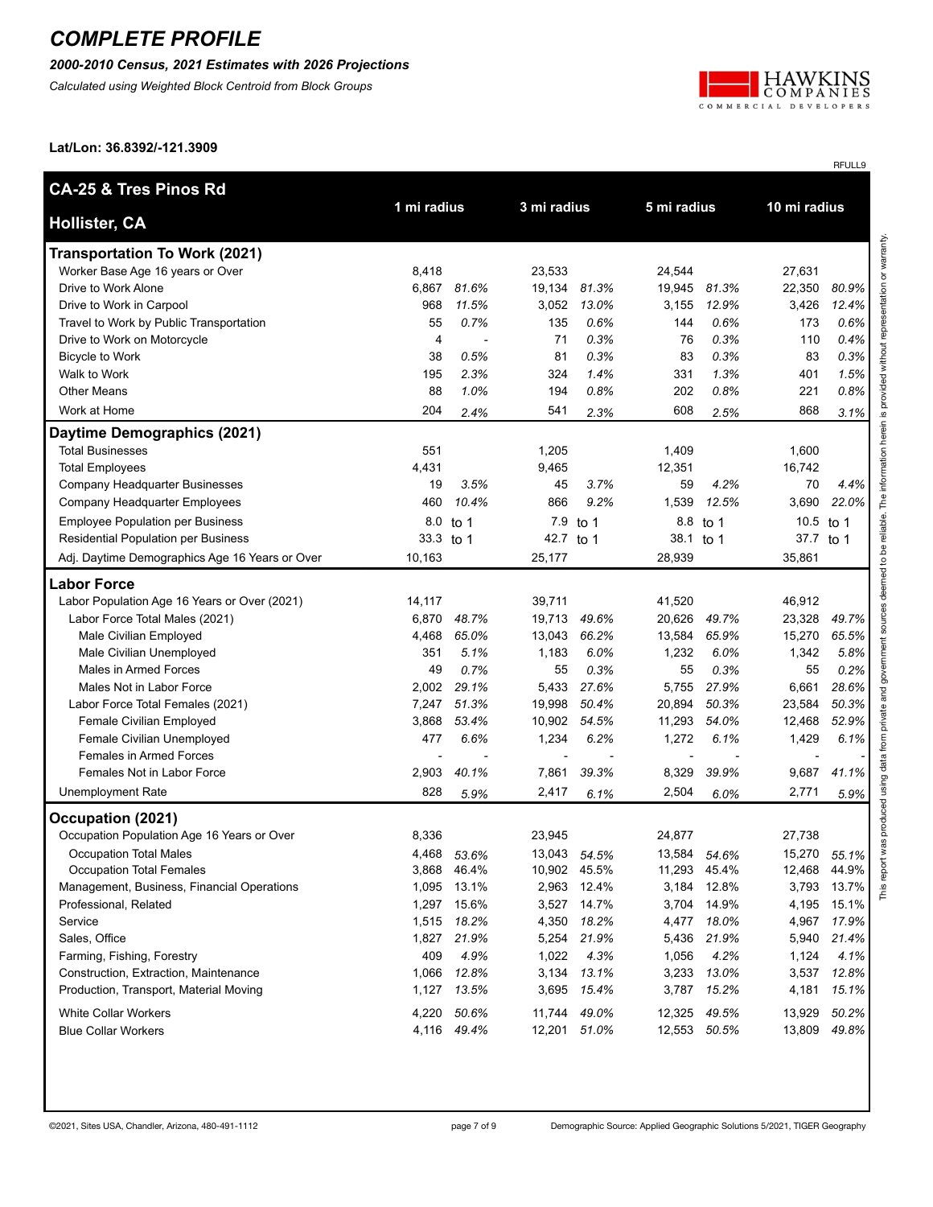# COMPLETE PROFILE

***2000-2010 Census, 2021 Estimates with 2026 Projections***

*Calculated using Weighted Block Centroid from Block Groups*

**Lat/Lon: 36.8392/-121.3909**

RFULL9

| **CA-25 & Tres Pinos Rd**<br>**Hollister, CA** | 1 mi radius | | 3 mi radius | | 5 mi radius | | 10 mi radius | |
|---|---|---|---|---|---|---|---|---|
| **Transportation To Work (2021)** | | | | | | | | |
| Worker Base Age 16 years or Over | 8,418 | | 23,533 | | 24,544 | | 27,631 | |
| Drive to Work Alone | 6,867 | *81.6%* | 19,134 | *81.3%* | 19,945 | *81.3%* | 22,350 | *80.9%* |
| Drive to Work in Carpool | 968 | *11.5%* | 3,052 | *13.0%* | 3,155 | *12.9%* | 3,426 | *12.4%* |
| Travel to Work by Public Transportation | 55 | *0.7%* | 135 | *0.6%* | 144 | *0.6%* | 173 | *0.6%* |
| Drive to Work on Motorcycle | 4 | - | 71 | *0.3%* | 76 | *0.3%* | 110 | *0.4%* |
| Bicycle to Work | 38 | *0.5%* | 81 | *0.3%* | 83 | *0.3%* | 83 | *0.3%* |
| Walk to Work | 195 | *2.3%* | 324 | *1.4%* | 331 | *1.3%* | 401 | *1.5%* |
| Other Means | 88 | *1.0%* | 194 | *0.8%* | 202 | *0.8%* | 221 | *0.8%* |
| Work at Home | 204 | *2.4%* | 541 | *2.3%* | 608 | *2.5%* | 868 | *3.1%* |
| **Daytime Demographics (2021)** | | | | | | | | |
| Total Businesses | 551 | | 1,205 | | 1,409 | | 1,600 | |
| Total Employees | 4,431 | | 9,465 | | 12,351 | | 16,742 | |
| Company Headquarter Businesses | 19 | *3.5%* | 45 | *3.7%* | 59 | *4.2%* | 70 | *4.4%* |
| Company Headquarter Employees | 460 | *10.4%* | 866 | *9.2%* | 1,539 | *12.5%* | 3,690 | *22.0%* |
| Employee Population per Business | 8.0 | to 1 | 7.9 | to 1 | 8.8 | to 1 | 10.5 | to 1 |
| Residential Population per Business | 33.3 | to 1 | 42.7 | to 1 | 38.1 | to 1 | 37.7 | to 1 |
| Adj. Daytime Demographics Age 16 Years or Over | 10,163 | | 25,177 | | 28,939 | | 35,861 | |
| **Labor Force** | | | | | | | | |
| Labor Population Age 16 Years or Over (2021) | 14,117 | | 39,711 | | 41,520 | | 46,912 | |
| Labor Force Total Males (2021) | 6,870 | *48.7%* | 19,713 | *49.6%* | 20,626 | *49.7%* | 23,328 | *49.7%* |
| Male Civilian Employed | 4,468 | *65.0%* | 13,043 | *66.2%* | 13,584 | *65.9%* | 15,270 | *65.5%* |
| Male Civilian Unemployed | 351 | *5.1%* | 1,183 | *6.0%* | 1,232 | *6.0%* | 1,342 | *5.8%* |
| Males in Armed Forces | 49 | *0.7%* | 55 | *0.3%* | 55 | *0.3%* | 55 | *0.2%* |
| Males Not in Labor Force | 2,002 | *29.1%* | 5,433 | *27.6%* | 5,755 | *27.9%* | 6,661 | *28.6%* |
| Labor Force Total Females (2021) | 7,247 | *51.3%* | 19,998 | *50.4%* | 20,894 | *50.3%* | 23,584 | *50.3%* |
| Female Civilian Employed | 3,868 | *53.4%* | 10,902 | *54.5%* | 11,293 | *54.0%* | 12,468 | *52.9%* |
| Female Civilian Unemployed | 477 | *6.6%* | 1,234 | *6.2%* | 1,272 | *6.1%* | 1,429 | *6.1%* |
| Females in Armed Forces | - | - | - | - | - | - | - | - |
| Females Not in Labor Force | 2,903 | *40.1%* | 7,861 | *39.3%* | 8,329 | *39.9%* | 9,687 | *41.1%* |
| Unemployment Rate | 828 | *5.9%* | 2,417 | *6.1%* | 2,504 | *6.0%* | 2,771 | *5.9%* |
| **Occupation (2021)** | | | | | | | | |
| Occupation Population Age 16 Years or Over | 8,336 | | 23,945 | | 24,877 | | 27,738 | |
| Occupation Total Males | 4,468 | *53.6%* | 13,043 | *54.5%* | 13,584 | *54.6%* | 15,270 | *55.1%* |
| Occupation Total Females | 3,868 | 46.4% | 10,902 | 45.5% | 11,293 | 45.4% | 12,468 | 44.9% |
| Management, Business, Financial Operations | 1,095 | 13.1% | 2,963 | 12.4% | 3,184 | 12.8% | 3,793 | 13.7% |
| Professional, Related | 1,297 | 15.6% | 3,527 | 14.7% | 3,704 | 14.9% | 4,195 | 15.1% |
| Service | 1,515 | *18.2%* | 4,350 | *18.2%* | 4,477 | *18.0%* | 4,967 | *17.9%* |
| Sales, Office | 1,827 | *21.9%* | 5,254 | *21.9%* | 5,436 | *21.9%* | 5,940 | *21.4%* |
| Farming, Fishing, Forestry | 409 | *4.9%* | 1,022 | *4.3%* | 1,056 | *4.2%* | 1,124 | *4.1%* |
| Construction, Extraction, Maintenance | 1,066 | *12.8%* | 3,134 | *13.1%* | 3,233 | *13.0%* | 3,537 | *12.8%* |
| Production, Transport, Material Moving | 1,127 | *13.5%* | 3,695 | *15.4%* | 3,787 | *15.2%* | 4,181 | *15.1%* |
| White Collar Workers | 4,220 | *50.6%* | 11,744 | *49.0%* | 12,325 | *49.5%* | 13,929 | *50.2%* |
| Blue Collar Workers | 4,116 | *49.4%* | 12,201 | *51.0%* | 12,553 | *50.5%* | 13,809 | *49.8%* |

This report was produced using data from private and government sources deemed to be reliable. The information herein is provided without representation or warranty.

©2021, Sites USA, Chandler, Arizona, 480-491-1112

Demographic Source: Applied Geographic Solutions 5/2021, TIGER Geography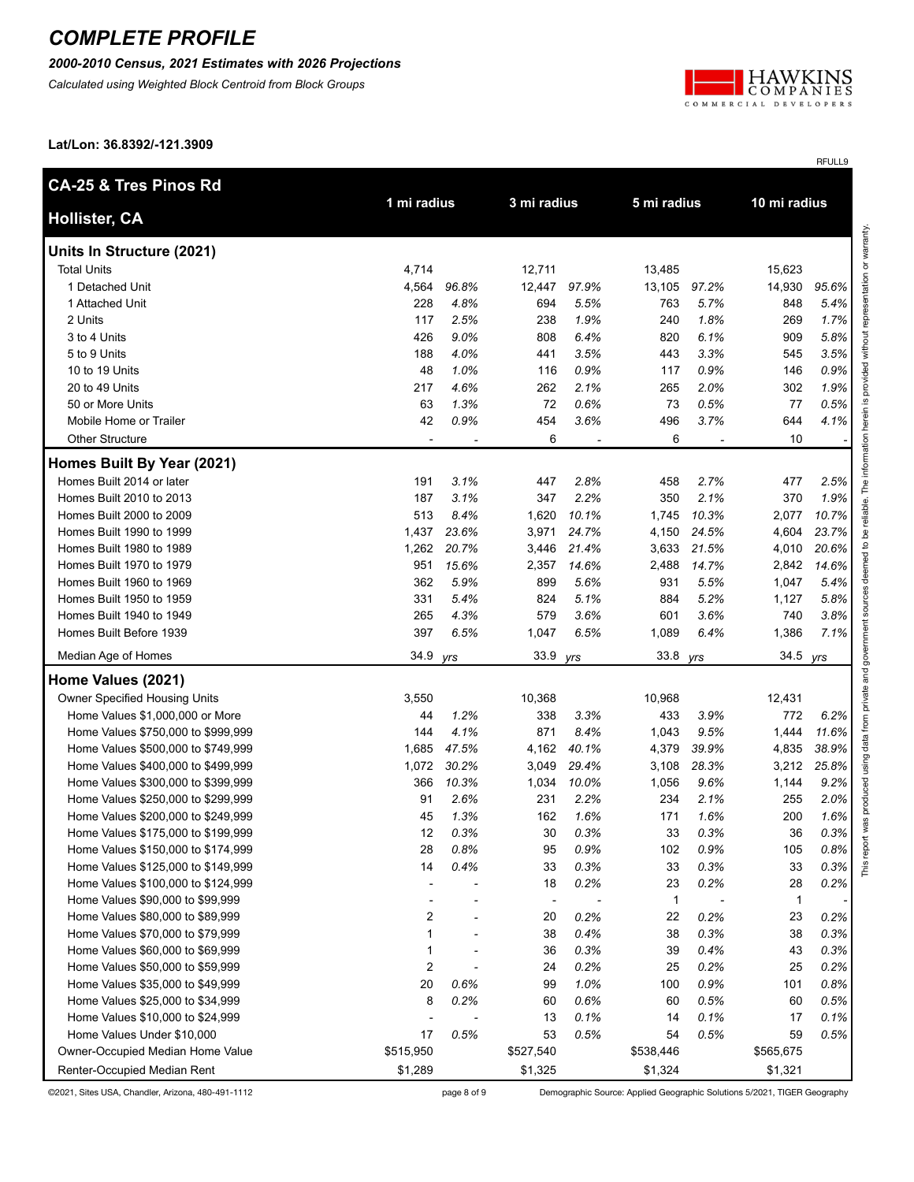# COMPLETE PROFILE

***2000-2010 Census, 2021 Estimates with 2026 Projections***

*Calculated using Weighted Block Centroid from Block Groups*

**Lat/Lon: 36.8392/-121.3909**

RFULL9

| CA-25 & Tres Pinos Rd Hollister, CA | 1 mi radius | | 3 mi radius | | 5 mi radius | | 10 mi radius | |
|---|---|---|---|---|---|---|---|---|
| **Units In Structure (2021)** | | | | | | | | |
| Total Units | 4,714 | | 12,711 | | 13,485 | | 15,623 | |
| 1 Detached Unit | 4,564 | *96.8%* | 12,447 | *97.9%* | 13,105 | *97.2%* | 14,930 | *95.6%* |
| 1 Attached Unit | 228 | *4.8%* | 694 | *5.5%* | 763 | *5.7%* | 848 | *5.4%* |
| 2 Units | 117 | *2.5%* | 238 | *1.9%* | 240 | *1.8%* | 269 | *1.7%* |
| 3 to 4 Units | 426 | *9.0%* | 808 | *6.4%* | 820 | *6.1%* | 909 | *5.8%* |
| 5 to 9 Units | 188 | *4.0%* | 441 | *3.5%* | 443 | *3.3%* | 545 | *3.5%* |
| 10 to 19 Units | 48 | *1.0%* | 116 | *0.9%* | 117 | *0.9%* | 146 | *0.9%* |
| 20 to 49 Units | 217 | *4.6%* | 262 | *2.1%* | 265 | *2.0%* | 302 | *1.9%* |
| 50 or More Units | 63 | *1.3%* | 72 | *0.6%* | 73 | *0.5%* | 77 | *0.5%* |
| Mobile Home or Trailer | 42 | *0.9%* | 454 | *3.6%* | 496 | *3.7%* | 644 | *4.1%* |
| Other Structure | - | - | 6 | - | 6 | - | 10 | - |
| **Homes Built By Year (2021)** | | | | | | | | |
| Homes Built 2014 or later | 191 | *3.1%* | 447 | *2.8%* | 458 | *2.7%* | 477 | *2.5%* |
| Homes Built 2010 to 2013 | 187 | *3.1%* | 347 | *2.2%* | 350 | *2.1%* | 370 | *1.9%* |
| Homes Built 2000 to 2009 | 513 | *8.4%* | 1,620 | *10.1%* | 1,745 | *10.3%* | 2,077 | *10.7%* |
| Homes Built 1990 to 1999 | 1,437 | *23.6%* | 3,971 | *24.7%* | 4,150 | *24.5%* | 4,604 | *23.7%* |
| Homes Built 1980 to 1989 | 1,262 | *20.7%* | 3,446 | *21.4%* | 3,633 | *21.5%* | 4,010 | *20.6%* |
| Homes Built 1970 to 1979 | 951 | *15.6%* | 2,357 | *14.6%* | 2,488 | *14.7%* | 2,842 | *14.6%* |
| Homes Built 1960 to 1969 | 362 | *5.9%* | 899 | *5.6%* | 931 | *5.5%* | 1,047 | *5.4%* |
| Homes Built 1950 to 1959 | 331 | *5.4%* | 824 | *5.1%* | 884 | *5.2%* | 1,127 | *5.8%* |
| Homes Built 1940 to 1949 | 265 | *4.3%* | 579 | *3.6%* | 601 | *3.6%* | 740 | *3.8%* |
| Homes Built Before 1939 | 397 | *6.5%* | 1,047 | *6.5%* | 1,089 | *6.4%* | 1,386 | *7.1%* |
| Median Age of Homes | 34.9 | *yrs* | 33.9 | *yrs* | 33.8 | *yrs* | 34.5 | *yrs* |
| **Home Values (2021)** | | | | | | | | |
| Owner Specified Housing Units | 3,550 | | 10,368 | | 10,968 | | 12,431 | |
| Home Values $1,000,000 or More | 44 | *1.2%* | 338 | *3.3%* | 433 | *3.9%* | 772 | *6.2%* |
| Home Values $750,000 to $999,999 | 144 | *4.1%* | 871 | *8.4%* | 1,043 | *9.5%* | 1,444 | *11.6%* |
| Home Values $500,000 to $749,999 | 1,685 | *47.5%* | 4,162 | *40.1%* | 4,379 | *39.9%* | 4,835 | *38.9%* |
| Home Values $400,000 to $499,999 | 1,072 | *30.2%* | 3,049 | *29.4%* | 3,108 | *28.3%* | 3,212 | *25.8%* |
| Home Values $300,000 to $399,999 | 366 | *10.3%* | 1,034 | *10.0%* | 1,056 | *9.6%* | 1,144 | *9.2%* |
| Home Values $250,000 to $299,999 | 91 | *2.6%* | 231 | *2.2%* | 234 | *2.1%* | 255 | *2.0%* |
| Home Values $200,000 to $249,999 | 45 | *1.3%* | 162 | *1.6%* | 171 | *1.6%* | 200 | *1.6%* |
| Home Values $175,000 to $199,999 | 12 | *0.3%* | 30 | *0.3%* | 33 | *0.3%* | 36 | *0.3%* |
| Home Values $150,000 to $174,999 | 28 | *0.8%* | 95 | *0.9%* | 102 | *0.9%* | 105 | *0.8%* |
| Home Values $125,000 to $149,999 | 14 | *0.4%* | 33 | *0.3%* | 33 | *0.3%* | 33 | *0.3%* |
| Home Values $100,000 to $124,999 | - | - | 18 | *0.2%* | 23 | *0.2%* | 28 | *0.2%* |
| Home Values $90,000 to $99,999 | - | - | - | - | 1 | - | 1 | - |
| Home Values $80,000 to $89,999 | 2 | - | 20 | *0.2%* | 22 | *0.2%* | 23 | *0.2%* |
| Home Values $70,000 to $79,999 | 1 | - | 38 | *0.4%* | 38 | *0.3%* | 38 | *0.3%* |
| Home Values $60,000 to $69,999 | 1 | - | 36 | *0.3%* | 39 | *0.4%* | 43 | *0.3%* |
| Home Values $50,000 to $59,999 | 2 | - | 24 | *0.2%* | 25 | *0.2%* | 25 | *0.2%* |
| Home Values $35,000 to $49,999 | 20 | *0.6%* | 99 | *1.0%* | 100 | *0.9%* | 101 | *0.8%* |
| Home Values $25,000 to $34,999 | 8 | *0.2%* | 60 | *0.6%* | 60 | *0.5%* | 60 | *0.5%* |
| Home Values $10,000 to $24,999 | - | - | 13 | *0.1%* | 14 | *0.1%* | 17 | *0.1%* |
| Home Values Under $10,000 | 17 | *0.5%* | 53 | *0.5%* | 54 | *0.5%* | 59 | *0.5%* |
| Owner-Occupied Median Home Value | $515,950 | | $527,540 | | $538,446 | | $565,675 | |
| Renter-Occupied Median Rent | $1,289 | | $1,325 | | $1,324 | | $1,321 | |

This report was produced using data from private and government sources deemed to be reliable. The information herein is provided without representation or warranty.

©2021, Sites USA, Chandler, Arizona, 480-491-1112 — Demographic Source: Applied Geographic Solutions 5/2021, TIGER Geography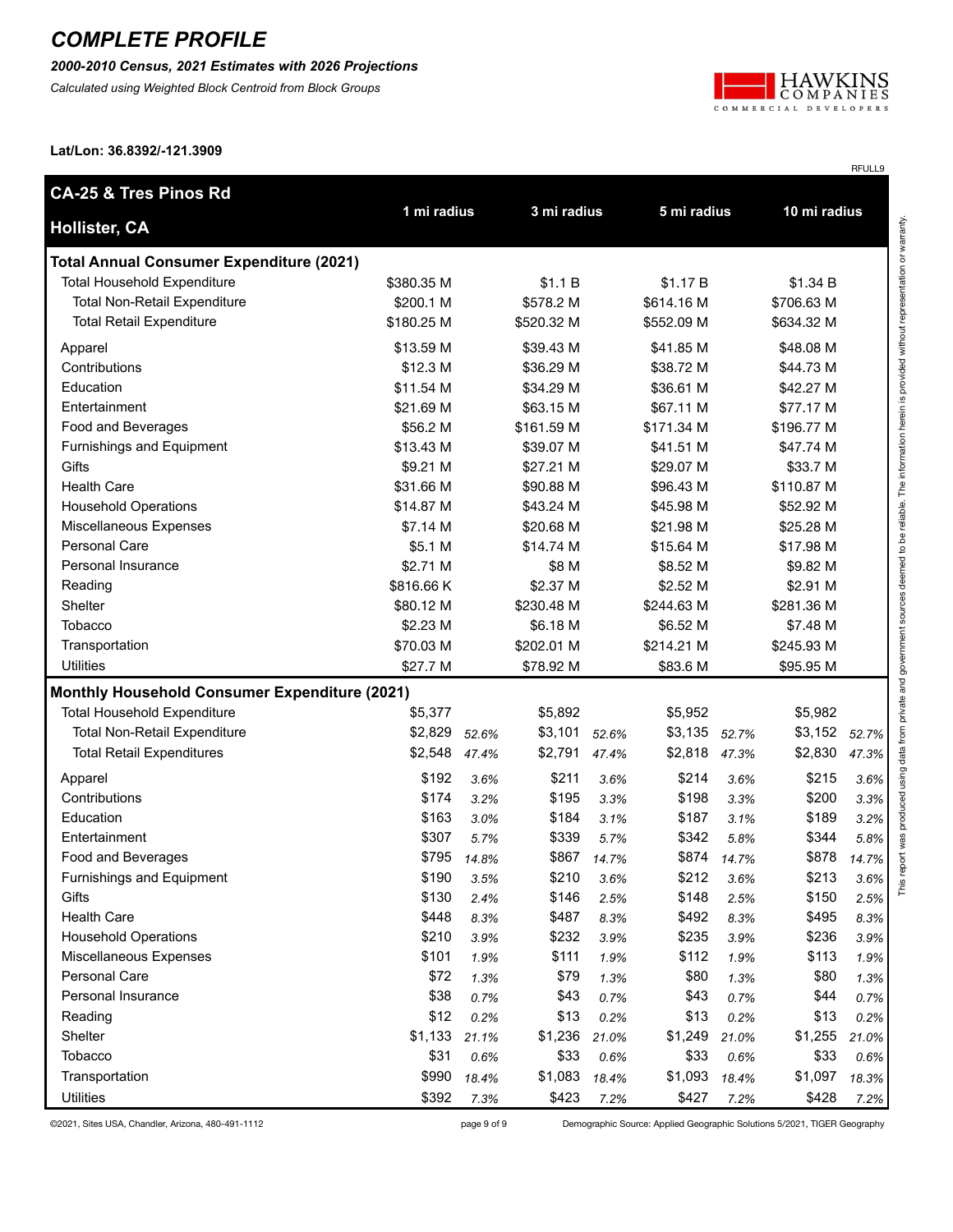# COMPLETE PROFILE

***2000-2010 Census, 2021 Estimates with 2026 Projections***

*Calculated using Weighted Block Centroid from Block Groups*

HAWKINS COMPANIES COMMERCIAL DEVELOPERS

**Lat/Lon: 36.8392/-121.3909**

RFULL9

| CA-25 & Tres Pinos Rd Hollister, CA | 1 mi radius | | 3 mi radius | | 5 mi radius | | 10 mi radius | |
|---|---|---|---|---|---|---|---|---|
| **Total Annual Consumer Expenditure (2021)** | | | | | | | | |
| Total Household Expenditure | $380.35 M | | $1.1 B | | $1.17 B | | $1.34 B | |
| Total Non-Retail Expenditure | $200.1 M | | $578.2 M | | $614.16 M | | $706.63 M | |
| Total Retail Expenditure | $180.25 M | | $520.32 M | | $552.09 M | | $634.32 M | |
| Apparel | $13.59 M | | $39.43 M | | $41.85 M | | $48.08 M | |
| Contributions | $12.3 M | | $36.29 M | | $38.72 M | | $44.73 M | |
| Education | $11.54 M | | $34.29 M | | $36.61 M | | $42.27 M | |
| Entertainment | $21.69 M | | $63.15 M | | $67.11 M | | $77.17 M | |
| Food and Beverages | $56.2 M | | $161.59 M | | $171.34 M | | $196.77 M | |
| Furnishings and Equipment | $13.43 M | | $39.07 M | | $41.51 M | | $47.74 M | |
| Gifts | $9.21 M | | $27.21 M | | $29.07 M | | $33.7 M | |
| Health Care | $31.66 M | | $90.88 M | | $96.43 M | | $110.87 M | |
| Household Operations | $14.87 M | | $43.24 M | | $45.98 M | | $52.92 M | |
| Miscellaneous Expenses | $7.14 M | | $20.68 M | | $21.98 M | | $25.28 M | |
| Personal Care | $5.1 M | | $14.74 M | | $15.64 M | | $17.98 M | |
| Personal Insurance | $2.71 M | | $8 M | | $8.52 M | | $9.82 M | |
| Reading | $816.66 K | | $2.37 M | | $2.52 M | | $2.91 M | |
| Shelter | $80.12 M | | $230.48 M | | $244.63 M | | $281.36 M | |
| Tobacco | $2.23 M | | $6.18 M | | $6.52 M | | $7.48 M | |
| Transportation | $70.03 M | | $202.01 M | | $214.21 M | | $245.93 M | |
| Utilities | $27.7 M | | $78.92 M | | $83.6 M | | $95.95 M | |
| **Monthly Household Consumer Expenditure (2021)** | | | | | | | | |
| Total Household Expenditure | $5,377 | | $5,892 | | $5,952 | | $5,982 | |
| Total Non-Retail Expenditure | $2,829 | *52.6%* | $3,101 | *52.6%* | $3,135 | *52.7%* | $3,152 | *52.7%* |
| Total Retail Expenditures | $2,548 | *47.4%* | $2,791 | *47.4%* | $2,818 | *47.3%* | $2,830 | *47.3%* |
| Apparel | $192 | *3.6%* | $211 | *3.6%* | $214 | *3.6%* | $215 | *3.6%* |
| Contributions | $174 | *3.2%* | $195 | *3.3%* | $198 | *3.3%* | $200 | *3.3%* |
| Education | $163 | *3.0%* | $184 | *3.1%* | $187 | *3.1%* | $189 | *3.2%* |
| Entertainment | $307 | *5.7%* | $339 | *5.7%* | $342 | *5.8%* | $344 | *5.8%* |
| Food and Beverages | $795 | *14.8%* | $867 | *14.7%* | $874 | *14.7%* | $878 | *14.7%* |
| Furnishings and Equipment | $190 | *3.5%* | $210 | *3.6%* | $212 | *3.6%* | $213 | *3.6%* |
| Gifts | $130 | *2.4%* | $146 | *2.5%* | $148 | *2.5%* | $150 | *2.5%* |
| Health Care | $448 | *8.3%* | $487 | *8.3%* | $492 | *8.3%* | $495 | *8.3%* |
| Household Operations | $210 | *3.9%* | $232 | *3.9%* | $235 | *3.9%* | $236 | *3.9%* |
| Miscellaneous Expenses | $101 | *1.9%* | $111 | *1.9%* | $112 | *1.9%* | $113 | *1.9%* |
| Personal Care | $72 | *1.3%* | $79 | *1.3%* | $80 | *1.3%* | $80 | *1.3%* |
| Personal Insurance | $38 | *0.7%* | $43 | *0.7%* | $43 | *0.7%* | $44 | *0.7%* |
| Reading | $12 | *0.2%* | $13 | *0.2%* | $13 | *0.2%* | $13 | *0.2%* |
| Shelter | $1,133 | *21.1%* | $1,236 | *21.0%* | $1,249 | *21.0%* | $1,255 | *21.0%* |
| Tobacco | $31 | *0.6%* | $33 | *0.6%* | $33 | *0.6%* | $33 | *0.6%* |
| Transportation | $990 | *18.4%* | $1,083 | *18.4%* | $1,093 | *18.4%* | $1,097 | *18.3%* |
| Utilities | $392 | *7.3%* | $423 | *7.2%* | $427 | *7.2%* | $428 | *7.2%* |

This report was produced using data from private and government sources deemed to be reliable. The information herein is provided without representation or warranty.

©2021, Sites USA, Chandler, Arizona, 480-491-1112

Demographic Source: Applied Geographic Solutions 5/2021, TIGER Geography